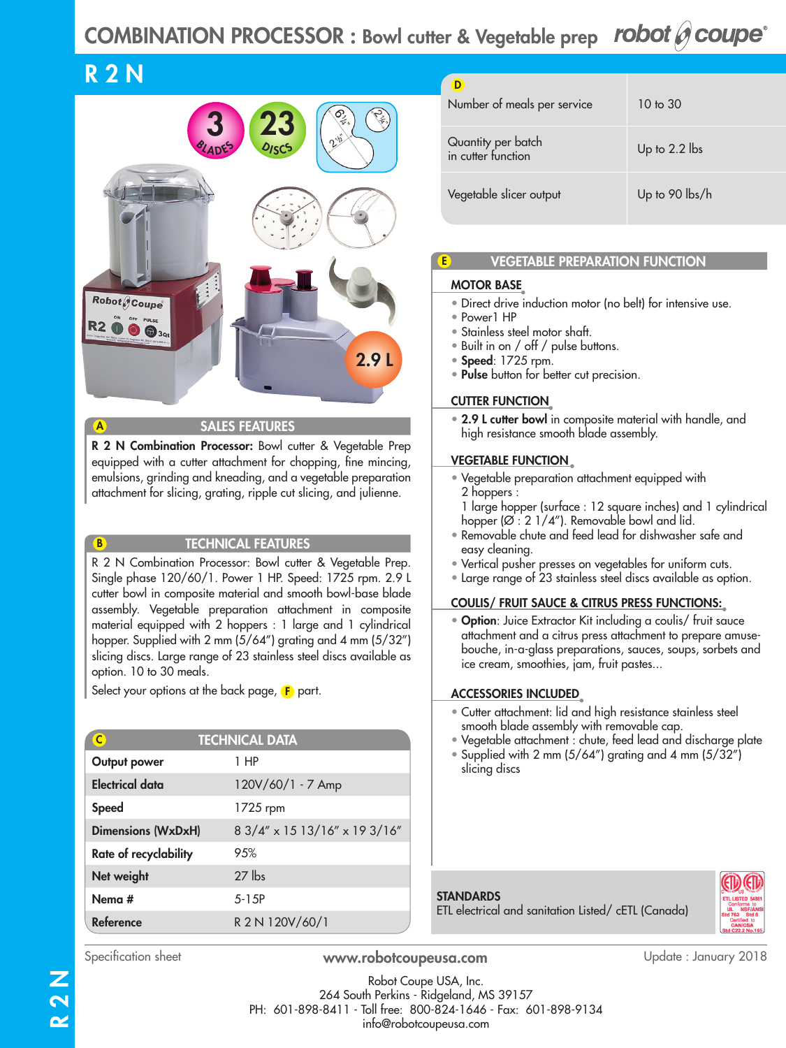# COMBINATION PROCESSOR : Bowl cutter & Vegetable prep

## R 2 N

3 BLADES — 23 DISCS — 2.9 L

## A SALES FEATURES

**R 2 N Combination Processor:** Bowl cutter & Vegetable Prep equipped with a cutter attachment for chopping, fine mincing, emulsions, grinding and kneading, and a vegetable preparation attachment for slicing, grating, ripple cut slicing, and julienne.

## B TECHNICAL FEATURES

R 2 N Combination Processor: Bowl cutter & Vegetable Prep. Single phase 120/60/1. Power 1 HP. Speed: 1725 rpm. 2.9 L cutter bowl in composite material and smooth bowl-base blade assembly. Vegetable preparation attachment in composite material equipped with 2 hoppers : 1 large and 1 cylindrical hopper. Supplied with 2 mm (5/64") grating and 4 mm (5/32") slicing discs. Large range of 23 stainless steel discs available as option. 10 to 30 meals.

Select your options at the back page, F part.

## C TECHNICAL DATA

| | |
|---|---|
| **Output power** | 1 HP |
| **Electrical data** | 120V/60/1 - 7 Amp |
| **Speed** | 1725 rpm |
| **Dimensions (WxDxH)** | 8 3/4" x 15 13/16" x 19 3/16" |
| **Rate of recyclability** | 95% |
| **Net weight** | 27 lbs |
| **Nema #** | 5-15P |
| **Reference** | R 2 N 120V/60/1 |

## D

| | |
|---|---|
| Number of meals per service | 10 to 30 |
| Quantity per batch in cutter function | Up to 2.2 lbs |
| Vegetable slicer output | Up to 90 lbs/h |

## E VEGETABLE PREPARATION FUNCTION

### MOTOR BASE

- Direct drive induction motor (no belt) for intensive use.
- Power1 HP
- Stainless steel motor shaft.
- Built in on / off / pulse buttons.
- **Speed**: 1725 rpm.
- **Pulse** button for better cut precision.

### CUTTER FUNCTION

- **2.9 L cutter bowl** in composite material with handle, and high resistance smooth blade assembly.

### VEGETABLE FUNCTION

- Vegetable preparation attachment equipped with 2 hoppers :
  1 large hopper (surface : 12 square inches) and 1 cylindrical hopper (Ø : 2 1/4"). Removable bowl and lid.
- Removable chute and feed lead for dishwasher safe and easy cleaning.
- Vertical pusher presses on vegetables for uniform cuts.
- Large range of 23 stainless steel discs available as option.

### COULIS/ FRUIT SAUCE & CITRUS PRESS FUNCTIONS:

- **Option**: Juice Extractor Kit including a coulis/ fruit sauce attachment and a citrus press attachment to prepare amuse-bouche, in-a-glass preparations, sauces, soups, sorbets and ice cream, smoothies, jam, fruit pastes...

### ACCESSORIES INCLUDED

- Cutter attachment: lid and high resistance stainless steel smooth blade assembly with removable cap.
- Vegetable attachment : chute, feed lead and discharge plate
- Supplied with 2 mm (5/64") grating and 4 mm (5/32") slicing discs

### STANDARDS

ETL electrical and sanitation Listed/ cETL (Canada)

Specification sheet — www.robotcoupeusa.com — Update : January 2018

Robot Coupe USA, Inc.
264 South Perkins - Ridgeland, MS 39157
PH: 601-898-8411 - Toll free: 800-824-1646 - Fax: 601-898-9134
info@robotcoupeusa.com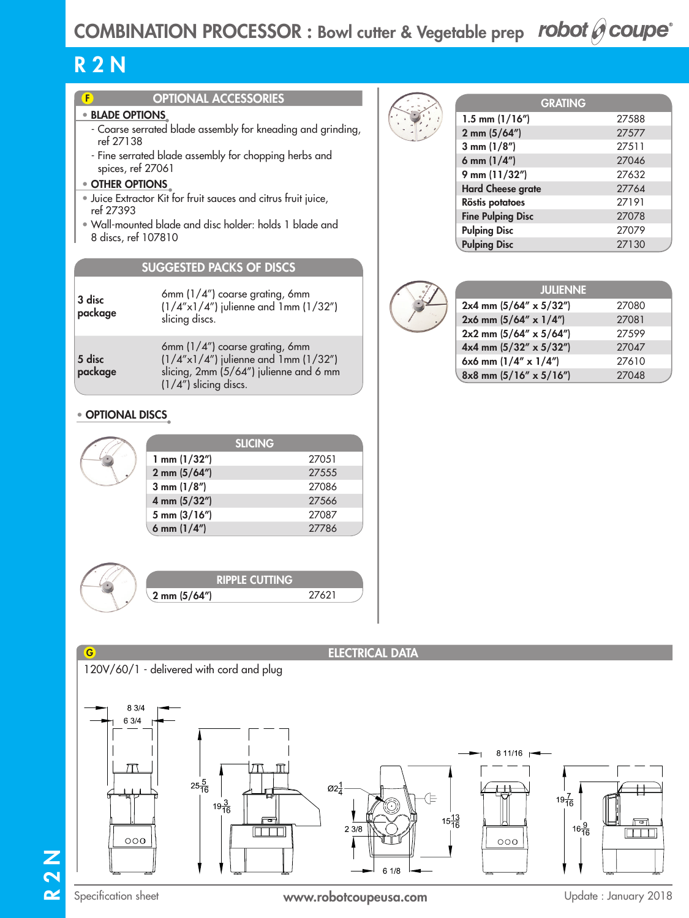# COMBINATION PROCESSOR : Bowl cutter & Vegetable prep

## R 2 N

## F OPTIONAL ACCESSORIES

- **BLADE OPTIONS**
  - Coarse serrated blade assembly for kneading and grinding, ref 27138
  - Fine serrated blade assembly for chopping herbs and spices, ref 27061
- **OTHER OPTIONS**
- Juice Extractor Kit for fruit sauces and citrus fruit juice, ref 27393
- Wall-mounted blade and disc holder: holds 1 blade and 8 discs, ref 107810

### SUGGESTED PACKS OF DISCS

| | |
|---|---|
| **3 disc package** | 6mm (1/4") coarse grating, 6mm (1/4"x1/4") julienne and 1mm (1/32") slicing discs. |
| **5 disc package** | 6mm (1/4") coarse grating, 6mm (1/4"x1/4") julienne and 1mm (1/32") slicing, 2mm (5/64") julienne and 6 mm (1/4") slicing discs. |

- **OPTIONAL DISCS**

| SLICING | |
|---|---|
| 1 mm (1/32") | 27051 |
| 2 mm (5/64") | 27555 |
| 3 mm (1/8") | 27086 |
| 4 mm (5/32") | 27566 |
| 5 mm (3/16") | 27087 |
| 6 mm (1/4") | 27786 |

| RIPPLE CUTTING | |
|---|---|
| 2 mm (5/64") | 27621 |

| GRATING | |
|---|---|
| 1.5 mm (1/16") | 27588 |
| 2 mm (5/64") | 27577 |
| 3 mm (1/8") | 27511 |
| 6 mm (1/4") | 27046 |
| 9 mm (11/32") | 27632 |
| Hard Cheese grate | 27764 |
| Röstis potatoes | 27191 |
| Fine Pulping Disc | 27078 |
| Pulping Disc | 27079 |
| Pulping Disc | 27130 |

| JULIENNE | |
|---|---|
| 2x4 mm (5/64" x 5/32") | 27080 |
| 2x6 mm (5/64" x 1/4") | 27081 |
| 2x2 mm (5/64" x 5/64") | 27599 |
| 4x4 mm (5/32" x 5/32") | 27047 |
| 6x6 mm (1/4" x 1/4") | 27610 |
| 8x8 mm (5/16" x 5/16") | 27048 |

## G ELECTRICAL DATA

120V/60/1 - delivered with cord and plug

8 3/4
6 3/4
25 5/16
19 3/16
Ø2 1/4
2 3/8
6 1/8
15 13/16
8 11/16
19 7/16
16 9/16